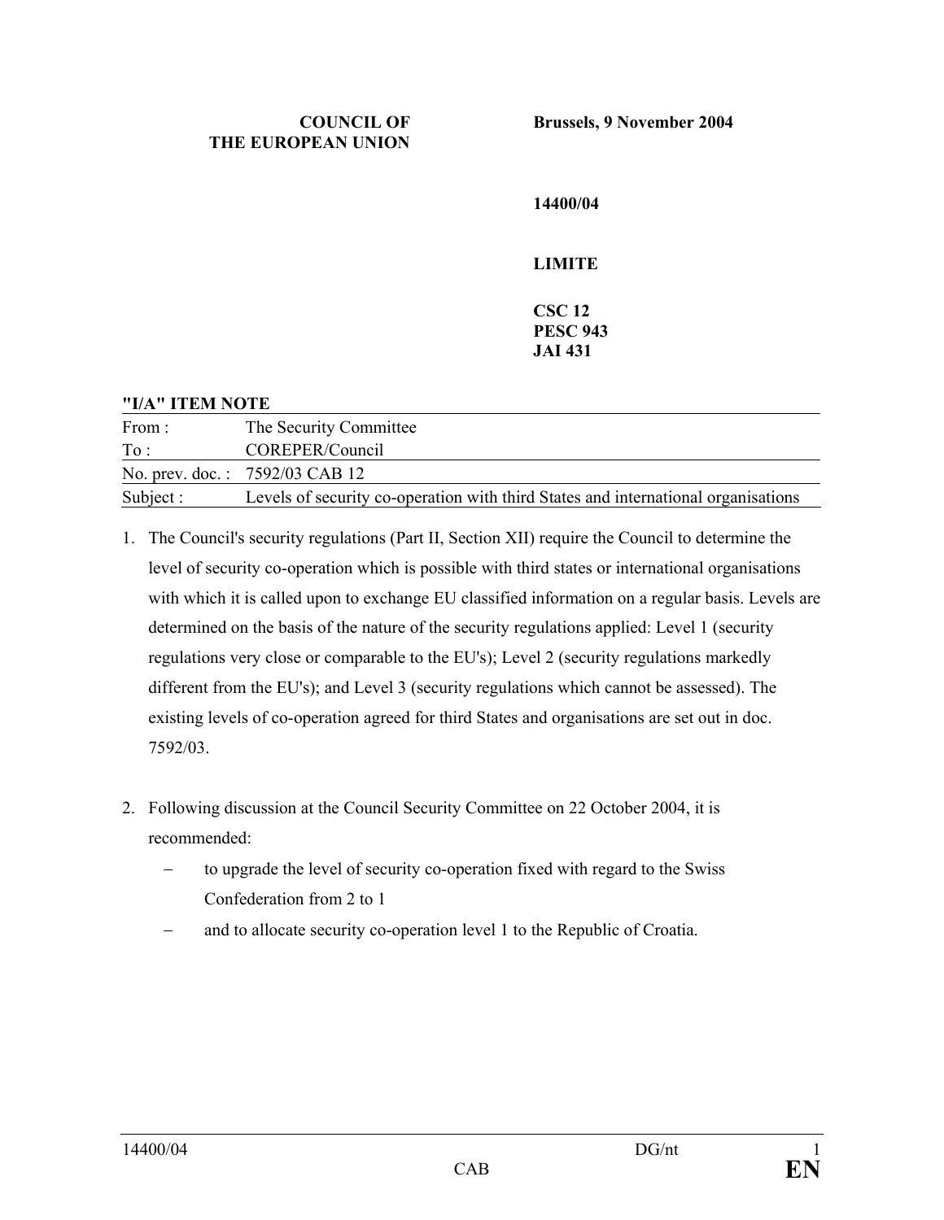**COUNCIL OF THE EUROPEAN UNION**

**Brussels, 9 November 2004**

**14400/04**

**LIMITE**

**CSC 12**
**PESC 943**
**JAI 431**

**"I/A" ITEM NOTE**

| | |
|---|---|
| From : | The Security Committee |
| To : | COREPER/Council |
| No. prev. doc. : | 7592/03 CAB 12 |
| Subject : | Levels of security co-operation with third States and international organisations |

1. The Council's security regulations (Part II, Section XII) require the Council to determine the level of security co-operation which is possible with third states or international organisations with which it is called upon to exchange EU classified information on a regular basis. Levels are determined on the basis of the nature of the security regulations applied: Level 1 (security regulations very close or comparable to the EU's); Level 2 (security regulations markedly different from the EU's); and Level 3 (security regulations which cannot be assessed). The existing levels of co-operation agreed for third States and organisations are set out in doc. 7592/03.

2. Following discussion at the Council Security Committee on 22 October 2004, it is recommended:
   - to upgrade the level of security co-operation fixed with regard to the Swiss Confederation from 2 to 1
   - and to allocate security co-operation level 1 to the Republic of Croatia.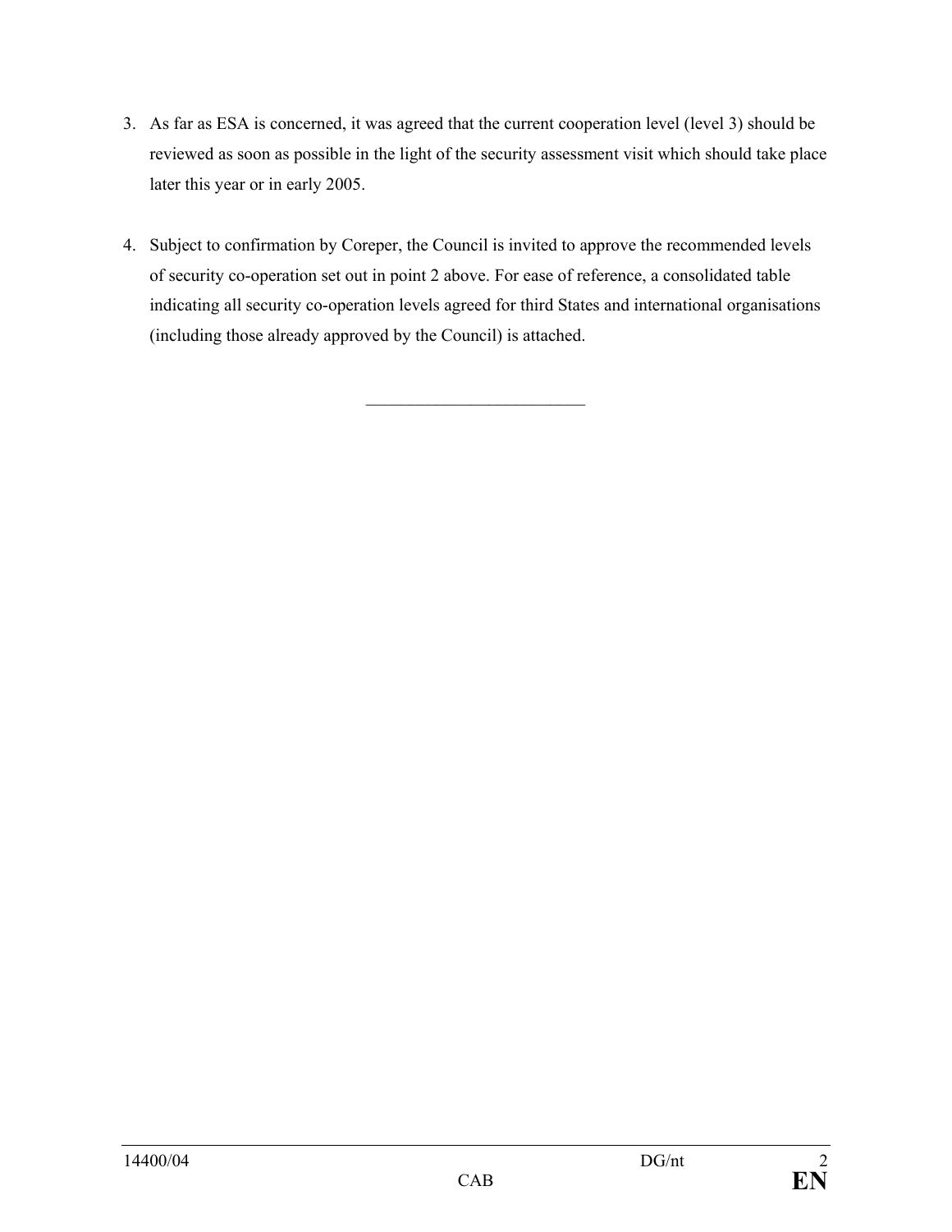3. As far as ESA is concerned, it was agreed that the current cooperation level (level 3) should be reviewed as soon as possible in the light of the security assessment visit which should take place later this year or in early 2005.

4. Subject to confirmation by Coreper, the Council is invited to approve the recommended levels of security co-operation set out in point 2 above. For ease of reference, a consolidated table indicating all security co-operation levels agreed for third States and international organisations (including those already approved by the Council) is attached.

---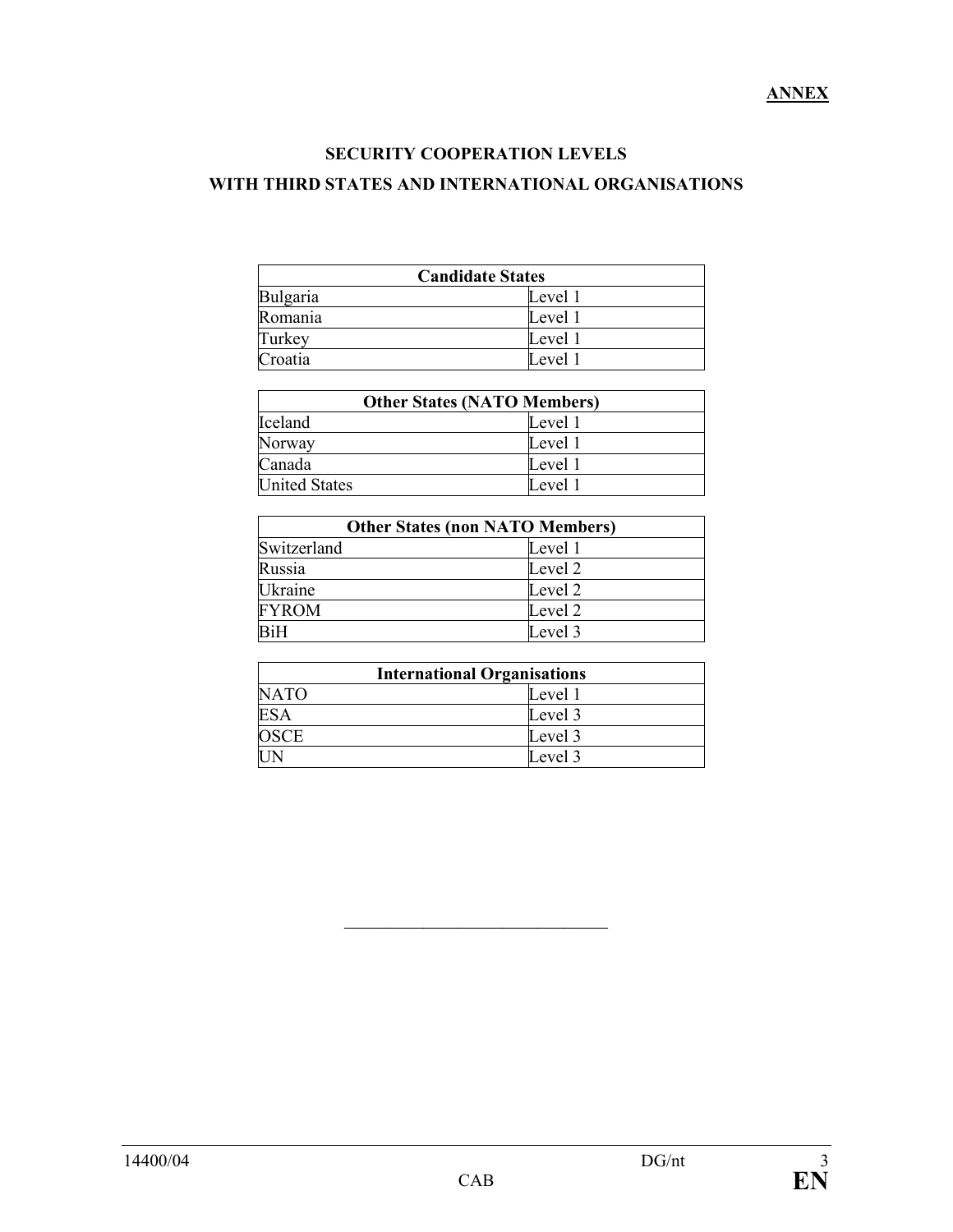**ANNEX**

**SECURITY COOPERATION LEVELS**

**WITH THIRD STATES AND INTERNATIONAL ORGANISATIONS**

| **Candidate States** | |
|---|---|
| Bulgaria | Level 1 |
| Romania | Level 1 |
| Turkey | Level 1 |
| Croatia | Level 1 |

| **Other States (NATO Members)** | |
|---|---|
| Iceland | Level 1 |
| Norway | Level 1 |
| Canada | Level 1 |
| United States | Level 1 |

| **Other States (non NATO Members)** | |
|---|---|
| Switzerland | Level 1 |
| Russia | Level 2 |
| Ukraine | Level 2 |
| FYROM | Level 2 |
| BiH | Level 3 |

| **International Organisations** | |
|---|---|
| NATO | Level 1 |
| ESA | Level 3 |
| OSCE | Level 3 |
| UN | Level 3 |

______________________________